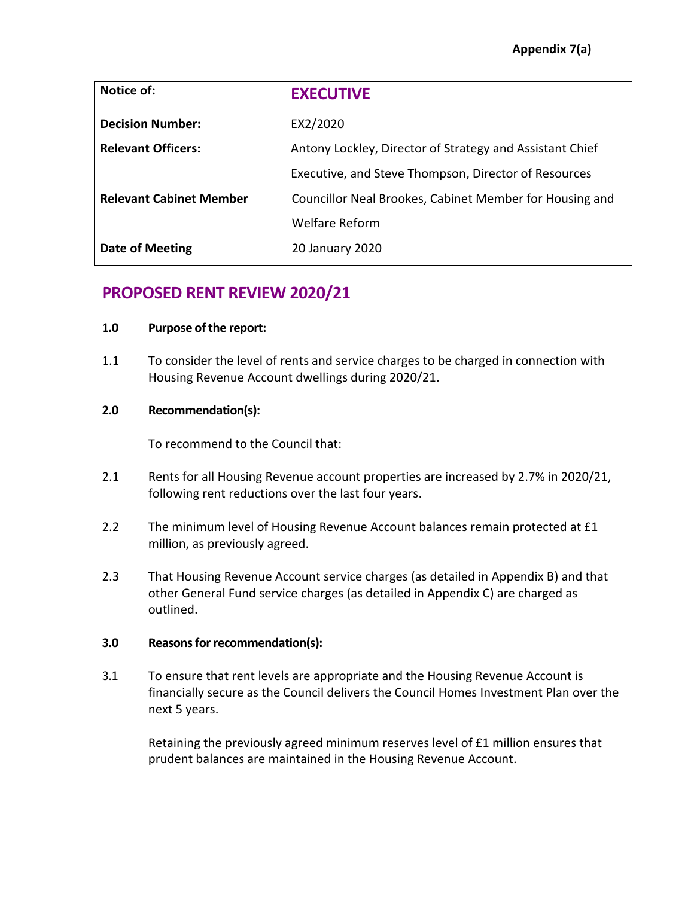**Appendix 7(a)**

| Notice of: | **EXECUTIVE** |
|---|---|
| **Decision Number:** | EX2/2020 |
| **Relevant Officers:** | Antony Lockley, Director of Strategy and Assistant Chief Executive, and Steve Thompson, Director of Resources |
| **Relevant Cabinet Member** | Councillor Neal Brookes, Cabinet Member for Housing and Welfare Reform |
| **Date of Meeting** | 20 January 2020 |

# PROPOSED RENT REVIEW 2020/21

**1.0 Purpose of the report:**

1.1 To consider the level of rents and service charges to be charged in connection with Housing Revenue Account dwellings during 2020/21.

**2.0 Recommendation(s):**

To recommend to the Council that:

2.1 Rents for all Housing Revenue account properties are increased by 2.7% in 2020/21, following rent reductions over the last four years.

2.2 The minimum level of Housing Revenue Account balances remain protected at £1 million, as previously agreed.

2.3 That Housing Revenue Account service charges (as detailed in Appendix B) and that other General Fund service charges (as detailed in Appendix C) are charged as outlined.

**3.0 Reasons for recommendation(s):**

3.1 To ensure that rent levels are appropriate and the Housing Revenue Account is financially secure as the Council delivers the Council Homes Investment Plan over the next 5 years.

Retaining the previously agreed minimum reserves level of £1 million ensures that prudent balances are maintained in the Housing Revenue Account.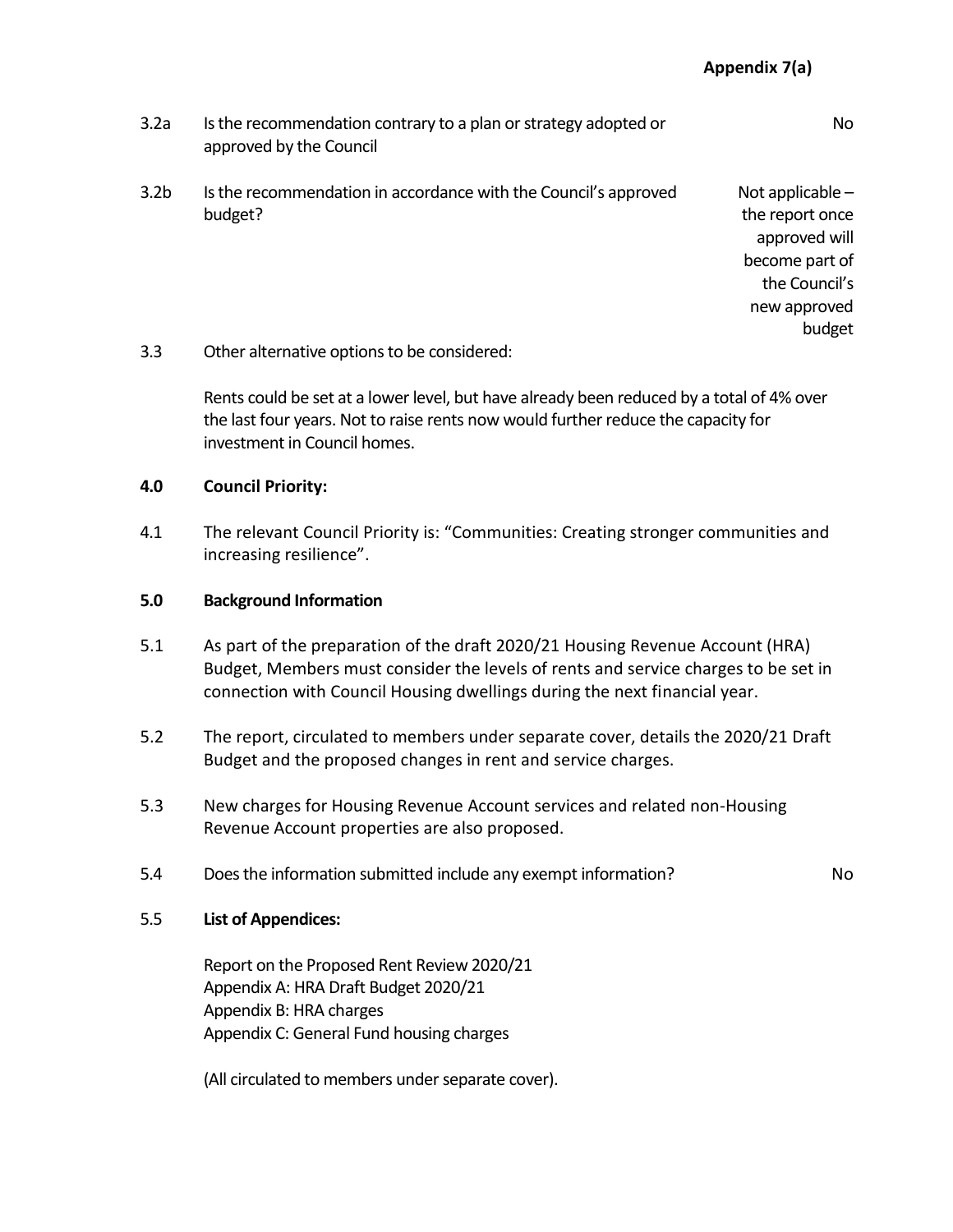**Appendix 7(a)**

| | | |
|---|---|---|
| 3.2a | Is the recommendation contrary to a plan or strategy adopted or approved by the Council | No |
| 3.2b | Is the recommendation in accordance with the Council's approved budget? | Not applicable – the report once approved will become part of the Council's new approved budget |

3.3 Other alternative options to be considered:

Rents could be set at a lower level, but have already been reduced by a total of 4% over the last four years. Not to raise rents now would further reduce the capacity for investment in Council homes.

**4.0 Council Priority:**

4.1 The relevant Council Priority is: "Communities: Creating stronger communities and increasing resilience".

**5.0 Background Information**

5.1 As part of the preparation of the draft 2020/21 Housing Revenue Account (HRA) Budget, Members must consider the levels of rents and service charges to be set in connection with Council Housing dwellings during the next financial year.

5.2 The report, circulated to members under separate cover, details the 2020/21 Draft Budget and the proposed changes in rent and service charges.

5.3 New charges for Housing Revenue Account services and related non-Housing Revenue Account properties are also proposed.

5.4 Does the information submitted include any exempt information? No

5.5 **List of Appendices:**

Report on the Proposed Rent Review 2020/21
Appendix A: HRA Draft Budget 2020/21
Appendix B: HRA charges
Appendix C: General Fund housing charges

(All circulated to members under separate cover).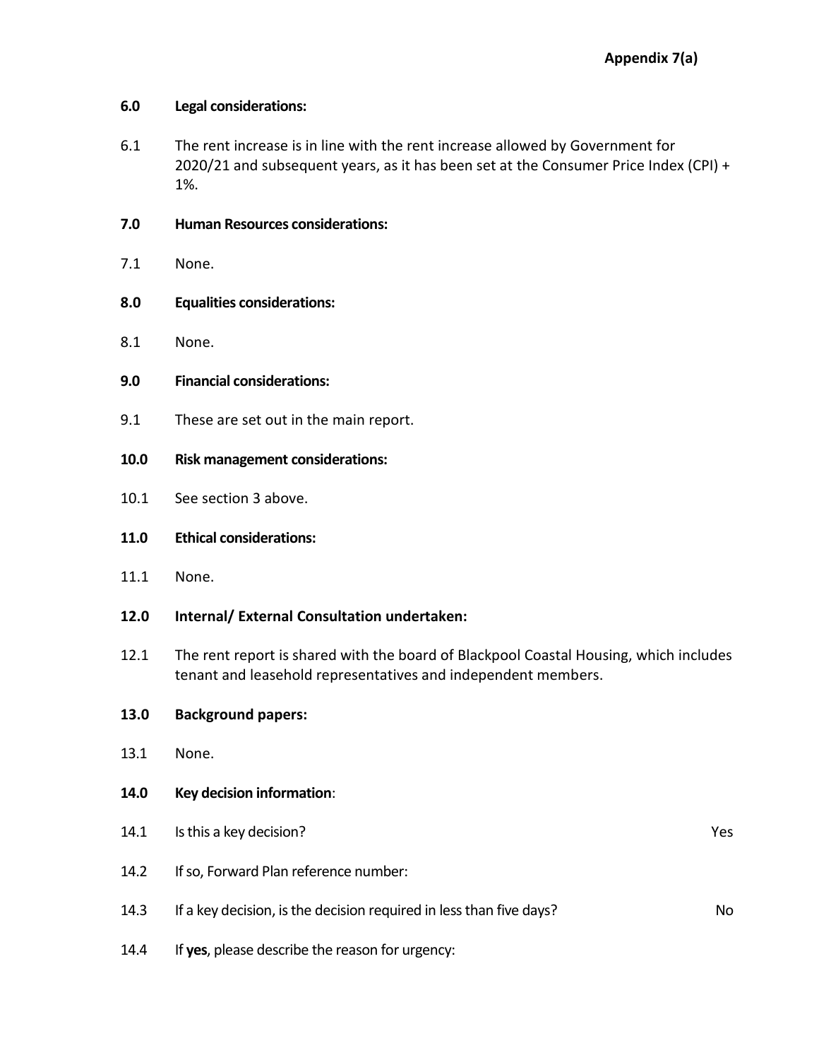**Appendix 7(a)**

**6.0 Legal considerations:**

6.1 The rent increase is in line with the rent increase allowed by Government for 2020/21 and subsequent years, as it has been set at the Consumer Price Index (CPI) + 1%.

**7.0 Human Resources considerations:**

7.1 None.

**8.0 Equalities considerations:**

8.1 None.

**9.0 Financial considerations:**

9.1 These are set out in the main report.

**10.0 Risk management considerations:**

10.1 See section 3 above.

**11.0 Ethical considerations:**

11.1 None.

**12.0 Internal/ External Consultation undertaken:**

12.1 The rent report is shared with the board of Blackpool Coastal Housing, which includes tenant and leasehold representatives and independent members.

**13.0 Background papers:**

13.1 None.

**14.0 Key decision information**:

14.1 Is this a key decision? Yes

14.2 If so, Forward Plan reference number:

14.3 If a key decision, is the decision required in less than five days? No

14.4 If **yes**, please describe the reason for urgency: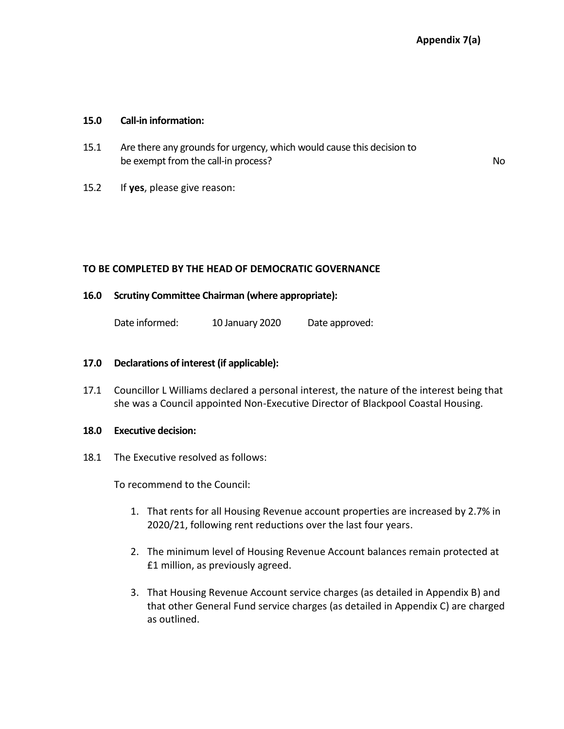**Appendix 7(a)**

**15.0 Call-in information:**

15.1 Are there any grounds for urgency, which would cause this decision to be exempt from the call-in process? No

15.2 If **yes**, please give reason:

**TO BE COMPLETED BY THE HEAD OF DEMOCRATIC GOVERNANCE**

**16.0 Scrutiny Committee Chairman (where appropriate):**

Date informed: 10 January 2020 Date approved:

**17.0 Declarations of interest (if applicable):**

17.1 Councillor L Williams declared a personal interest, the nature of the interest being that she was a Council appointed Non-Executive Director of Blackpool Coastal Housing.

**18.0 Executive decision:**

18.1 The Executive resolved as follows:

To recommend to the Council:

1. That rents for all Housing Revenue account properties are increased by 2.7% in 2020/21, following rent reductions over the last four years.

2. The minimum level of Housing Revenue Account balances remain protected at £1 million, as previously agreed.

3. That Housing Revenue Account service charges (as detailed in Appendix B) and that other General Fund service charges (as detailed in Appendix C) are charged as outlined.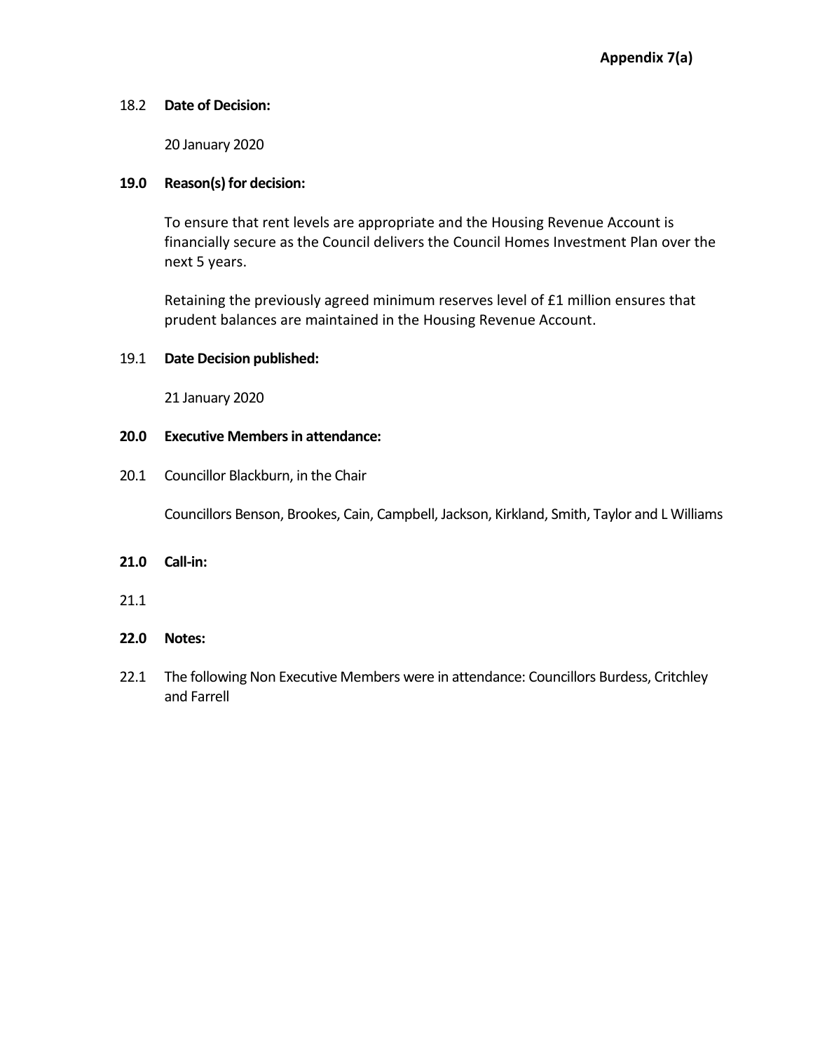**Appendix 7(a)**

18.2 **Date of Decision:**

20 January 2020

**19.0 Reason(s) for decision:**

To ensure that rent levels are appropriate and the Housing Revenue Account is financially secure as the Council delivers the Council Homes Investment Plan over the next 5 years.

Retaining the previously agreed minimum reserves level of £1 million ensures that prudent balances are maintained in the Housing Revenue Account.

19.1 **Date Decision published:**

21 January 2020

**20.0 Executive Members in attendance:**

20.1 Councillor Blackburn, in the Chair

Councillors Benson, Brookes, Cain, Campbell, Jackson, Kirkland, Smith, Taylor and L Williams

**21.0 Call-in:**

21.1

**22.0 Notes:**

22.1 The following Non Executive Members were in attendance: Councillors Burdess, Critchley and Farrell